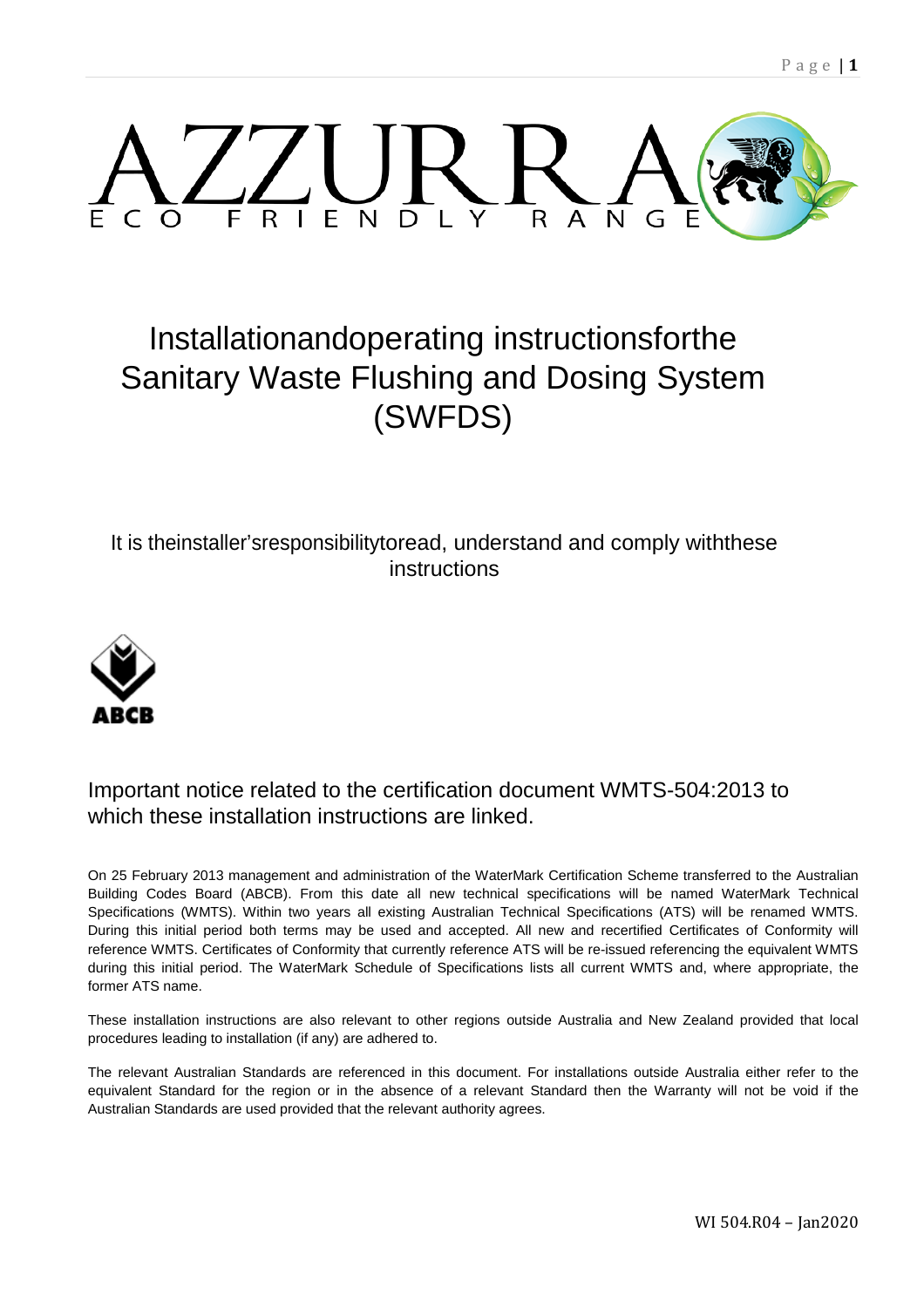# AZZURRA

ECO FRIENDLY RANGE

# Installationandoperating instructionsforthe Sanitary Waste Flushing and Dosing System (SWFDS)

It is theinstaller'sresponsibilitytoread, understand and comply withthese instructions

ABCB

## Important notice related to the certification document WMTS-504:2013 to which these installation instructions are linked.

On 25 February 2013 management and administration of the WaterMark Certification Scheme transferred to the Australian Building Codes Board (ABCB). From this date all new technical specifications will be named WaterMark Technical Specifications (WMTS). Within two years all existing Australian Technical Specifications (ATS) will be renamed WMTS. During this initial period both terms may be used and accepted. All new and recertified Certificates of Conformity will reference WMTS. Certificates of Conformity that currently reference ATS will be re-issued referencing the equivalent WMTS during this initial period. The WaterMark Schedule of Specifications lists all current WMTS and, where appropriate, the former ATS name.

These installation instructions are also relevant to other regions outside Australia and New Zealand provided that local procedures leading to installation (if any) are adhered to.

The relevant Australian Standards are referenced in this document. For installations outside Australia either refer to the equivalent Standard for the region or in the absence of a relevant Standard then the Warranty will not be void if the Australian Standards are used provided that the relevant authority agrees.

WI 504.R04 – Jan2020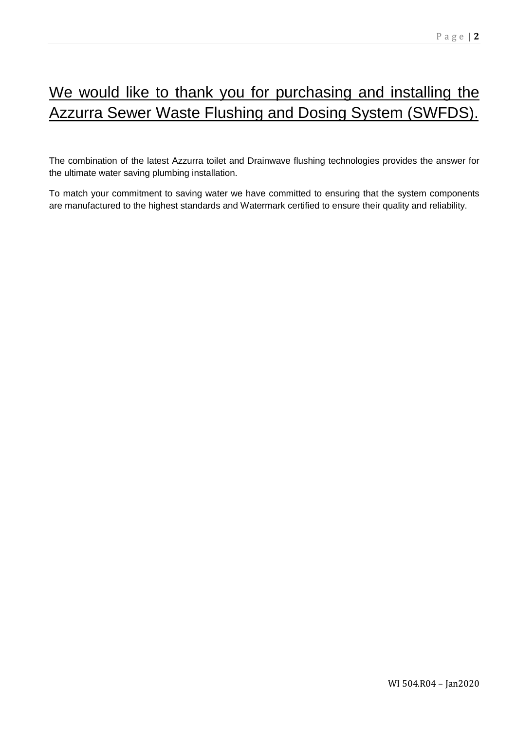# We would like to thank you for purchasing and installing the Azzurra Sewer Waste Flushing and Dosing System (SWFDS).

The combination of the latest Azzurra toilet and Drainwave flushing technologies provides the answer for the ultimate water saving plumbing installation.

To match your commitment to saving water we have committed to ensuring that the system components are manufactured to the highest standards and Watermark certified to ensure their quality and reliability.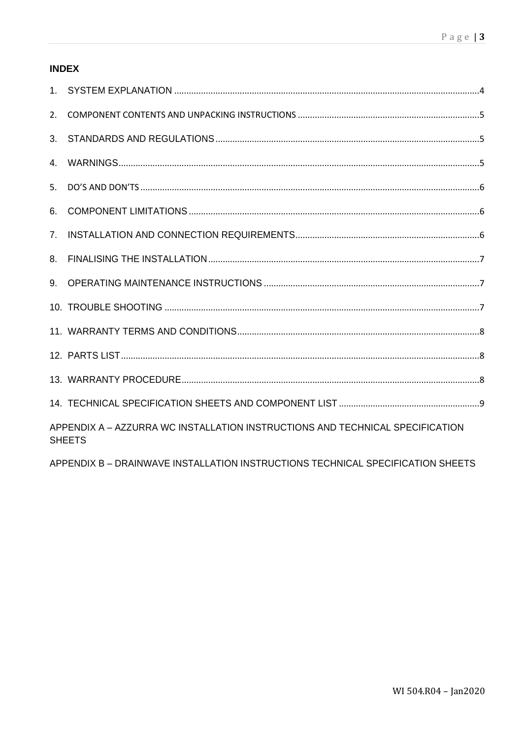## INDEX

1. SYSTEM EXPLANATION ....................................................................................................................................4
2. COMPONENT CONTENTS AND UNPACKING INSTRUCTIONS ..........................................................................5
3. STANDARDS AND REGULATIONS ....................................................................................................................5
4. WARNINGS.........................................................................................................................................................5
5. DO'S AND DON'TS ..............................................................................................................................................6
6. COMPONENT LIMITATIONS ..............................................................................................................................6
7. INSTALLATION AND CONNECTION REQUIREMENTS.......................................................................................6
8. FINALISING THE INSTALLATION .......................................................................................................................7
9. OPERATING MAINTENANCE INSTRUCTIONS ...................................................................................................7
10. TROUBLE SHOOTING ........................................................................................................................................7
11. WARRANTY TERMS AND CONDITIONS.............................................................................................................8
12. PARTS LIST .........................................................................................................................................................8
13. WARRANTY PROCEDURE...................................................................................................................................8
14. TECHNICAL SPECIFICATION SHEETS AND COMPONENT LIST .........................................................................9

APPENDIX A – AZZURRA WC INSTALLATION INSTRUCTIONS AND TECHNICAL SPECIFICATION SHEETS

APPENDIX B – DRAINWAVE INSTALLATION INSTRUCTIONS TECHNICAL SPECIFICATION SHEETS

WI 504.R04 – Jan2020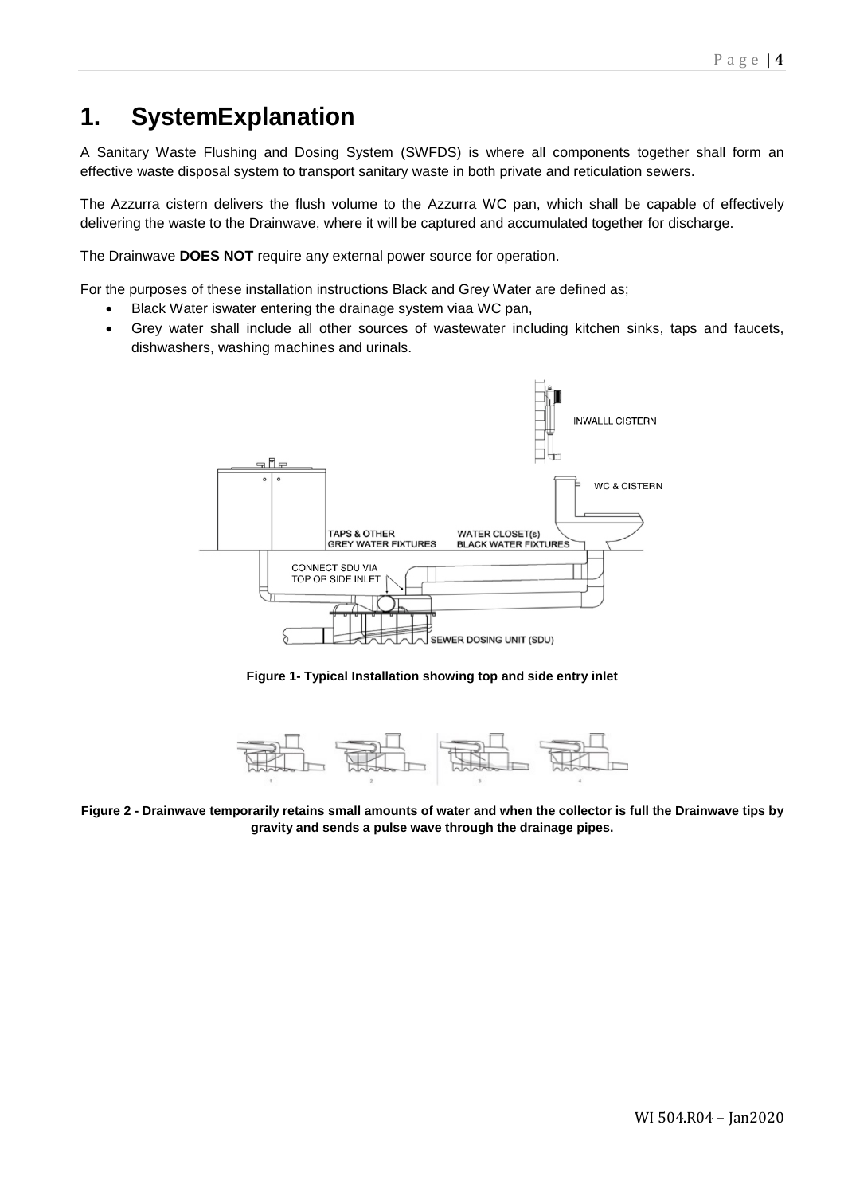# 1. SystemExplanation

A Sanitary Waste Flushing and Dosing System (SWFDS) is where all components together shall form an effective waste disposal system to transport sanitary waste in both private and reticulation sewers.

The Azzurra cistern delivers the flush volume to the Azzurra WC pan, which shall be capable of effectively delivering the waste to the Drainwave, where it will be captured and accumulated together for discharge.

The Drainwave **DOES NOT** require any external power source for operation.

For the purposes of these installation instructions Black and Grey Water are defined as;

- Black Water iswater entering the drainage system viaa WC pan,
- Grey water shall include all other sources of wastewater including kitchen sinks, taps and faucets, dishwashers, washing machines and urinals.

**Figure 1- Typical Installation showing top and side entry inlet**

**Figure 2 - Drainwave temporarily retains small amounts of water and when the collector is full the Drainwave tips by gravity and sends a pulse wave through the drainage pipes.**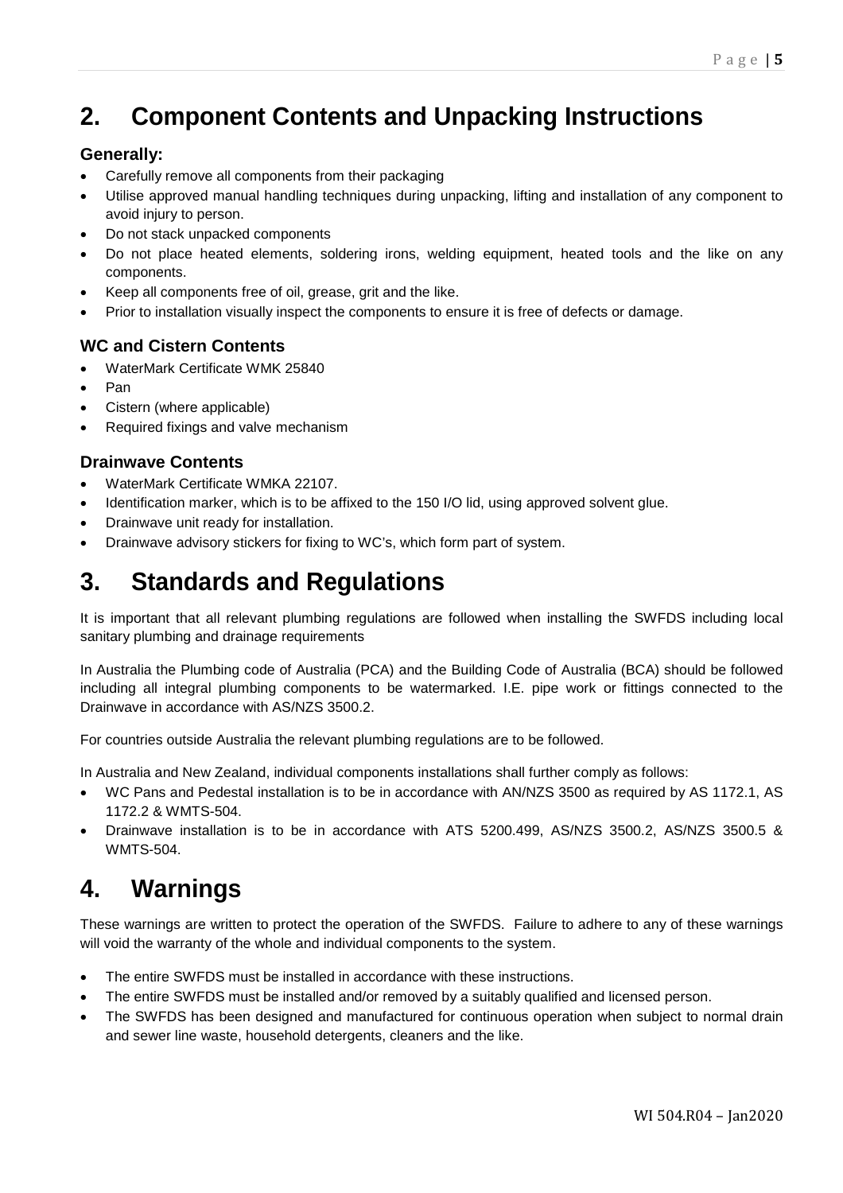# 2. Component Contents and Unpacking Instructions

### Generally:

- Carefully remove all components from their packaging
- Utilise approved manual handling techniques during unpacking, lifting and installation of any component to avoid injury to person.
- Do not stack unpacked components
- Do not place heated elements, soldering irons, welding equipment, heated tools and the like on any components.
- Keep all components free of oil, grease, grit and the like.
- Prior to installation visually inspect the components to ensure it is free of defects or damage.

### WC and Cistern Contents

- WaterMark Certificate WMK 25840
- Pan
- Cistern (where applicable)
- Required fixings and valve mechanism

### Drainwave Contents

- WaterMark Certificate WMKA 22107.
- Identification marker, which is to be affixed to the 150 I/O lid, using approved solvent glue.
- Drainwave unit ready for installation.
- Drainwave advisory stickers for fixing to WC's, which form part of system.

# 3. Standards and Regulations

It is important that all relevant plumbing regulations are followed when installing the SWFDS including local sanitary plumbing and drainage requirements

In Australia the Plumbing code of Australia (PCA) and the Building Code of Australia (BCA) should be followed including all integral plumbing components to be watermarked. I.E. pipe work or fittings connected to the Drainwave in accordance with AS/NZS 3500.2.

For countries outside Australia the relevant plumbing regulations are to be followed.

In Australia and New Zealand, individual components installations shall further comply as follows:

- WC Pans and Pedestal installation is to be in accordance with AN/NZS 3500 as required by AS 1172.1, AS 1172.2 & WMTS-504.
- Drainwave installation is to be in accordance with ATS 5200.499, AS/NZS 3500.2, AS/NZS 3500.5 & WMTS-504.

# 4. Warnings

These warnings are written to protect the operation of the SWFDS. Failure to adhere to any of these warnings will void the warranty of the whole and individual components to the system.

- The entire SWFDS must be installed in accordance with these instructions.
- The entire SWFDS must be installed and/or removed by a suitably qualified and licensed person.
- The SWFDS has been designed and manufactured for continuous operation when subject to normal drain and sewer line waste, household detergents, cleaners and the like.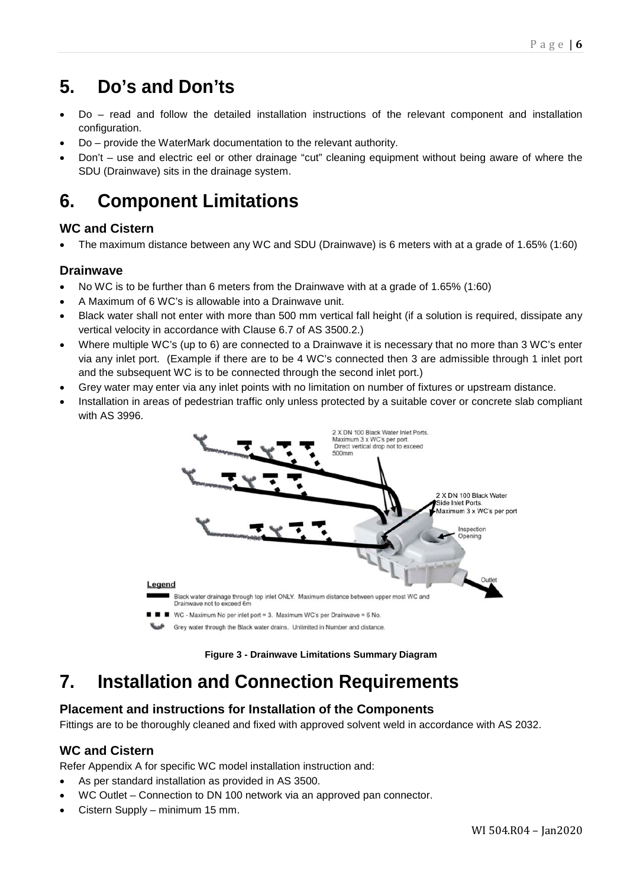# 5. Do's and Don'ts

- Do – read and follow the detailed installation instructions of the relevant component and installation configuration.
- Do – provide the WaterMark documentation to the relevant authority.
- Don't – use and electric eel or other drainage "cut" cleaning equipment without being aware of where the SDU (Drainwave) sits in the drainage system.

# 6. Component Limitations

### WC and Cistern

- The maximum distance between any WC and SDU (Drainwave) is 6 meters with at a grade of 1.65% (1:60)

### Drainwave

- No WC is to be further than 6 meters from the Drainwave with at a grade of 1.65% (1:60)
- A Maximum of 6 WC's is allowable into a Drainwave unit.
- Black water shall not enter with more than 500 mm vertical fall height (if a solution is required, dissipate any vertical velocity in accordance with Clause 6.7 of AS 3500.2.)
- Where multiple WC's (up to 6) are connected to a Drainwave it is necessary that no more than 3 WC's enter via any inlet port. (Example if there are to be 4 WC's connected then 3 are admissible through 1 inlet port and the subsequent WC is to be connected through the second inlet port.)
- Grey water may enter via any inlet points with no limitation on number of fixtures or upstream distance.
- Installation in areas of pedestrian traffic only unless protected by a suitable cover or concrete slab compliant with AS 3996.

2 X DN 100 Black Water Inlet Ports. Maximum 3 x WC's per port. Direct vertical drop not to exceed 500mm

2 X DN 100 Black Water Side Inlet Ports. Maximum 3 x WC's per port

Inspection Opening

Outlet

Legend

Black water drainage through top inlet ONLY. Maximum distance between upper most WC and Drainwave not to exceed 6m

WC - Maximum No per inlet port = 3. Maximum WC's per Drainwave = 6 No.

Grey water through the Black water drains. Unlimited in Number and distance.

**Figure 3 - Drainwave Limitations Summary Diagram**

# 7. Installation and Connection Requirements

### Placement and instructions for Installation of the Components

Fittings are to be thoroughly cleaned and fixed with approved solvent weld in accordance with AS 2032.

### WC and Cistern

Refer Appendix A for specific WC model installation instruction and:

- As per standard installation as provided in AS 3500.
- WC Outlet – Connection to DN 100 network via an approved pan connector.
- Cistern Supply – minimum 15 mm.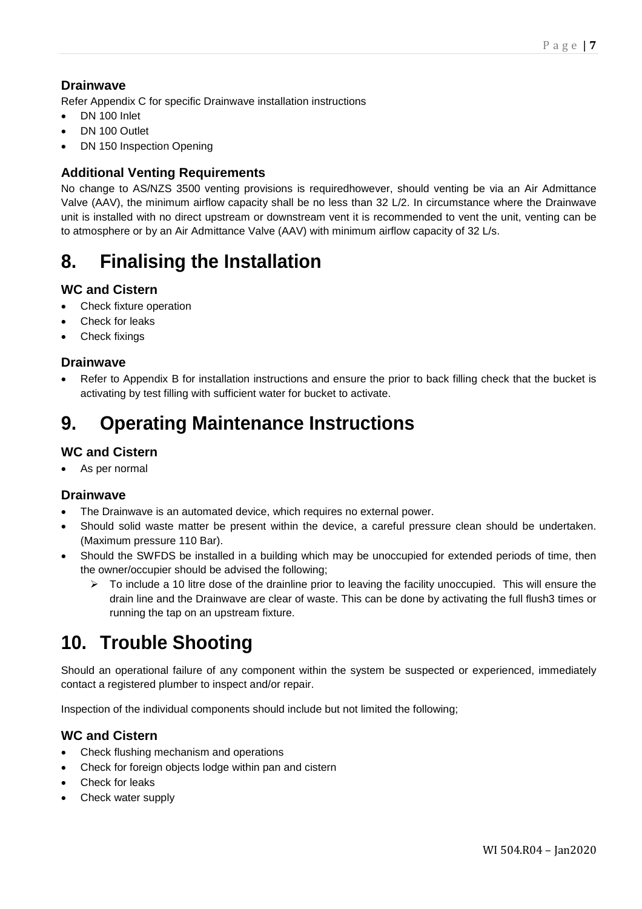### Drainwave

Refer Appendix C for specific Drainwave installation instructions

- DN 100 Inlet
- DN 100 Outlet
- DN 150 Inspection Opening

### Additional Venting Requirements

No change to AS/NZS 3500 venting provisions is requiredhowever, should venting be via an Air Admittance Valve (AAV), the minimum airflow capacity shall be no less than 32 L/2. In circumstance where the Drainwave unit is installed with no direct upstream or downstream vent it is recommended to vent the unit, venting can be to atmosphere or by an Air Admittance Valve (AAV) with minimum airflow capacity of 32 L/s.

# 8. Finalising the Installation

### WC and Cistern

- Check fixture operation
- Check for leaks
- Check fixings

### Drainwave

- Refer to Appendix B for installation instructions and ensure the prior to back filling check that the bucket is activating by test filling with sufficient water for bucket to activate.

# 9. Operating Maintenance Instructions

### WC and Cistern

- As per normal

### Drainwave

- The Drainwave is an automated device, which requires no external power.
- Should solid waste matter be present within the device, a careful pressure clean should be undertaken. (Maximum pressure 110 Bar).
- Should the SWFDS be installed in a building which may be unoccupied for extended periods of time, then the owner/occupier should be advised the following;
  - To include a 10 litre dose of the drainline prior to leaving the facility unoccupied. This will ensure the drain line and the Drainwave are clear of waste. This can be done by activating the full flush3 times or running the tap on an upstream fixture.

# 10. Trouble Shooting

Should an operational failure of any component within the system be suspected or experienced, immediately contact a registered plumber to inspect and/or repair.

Inspection of the individual components should include but not limited the following;

### WC and Cistern

- Check flushing mechanism and operations
- Check for foreign objects lodge within pan and cistern
- Check for leaks
- Check water supply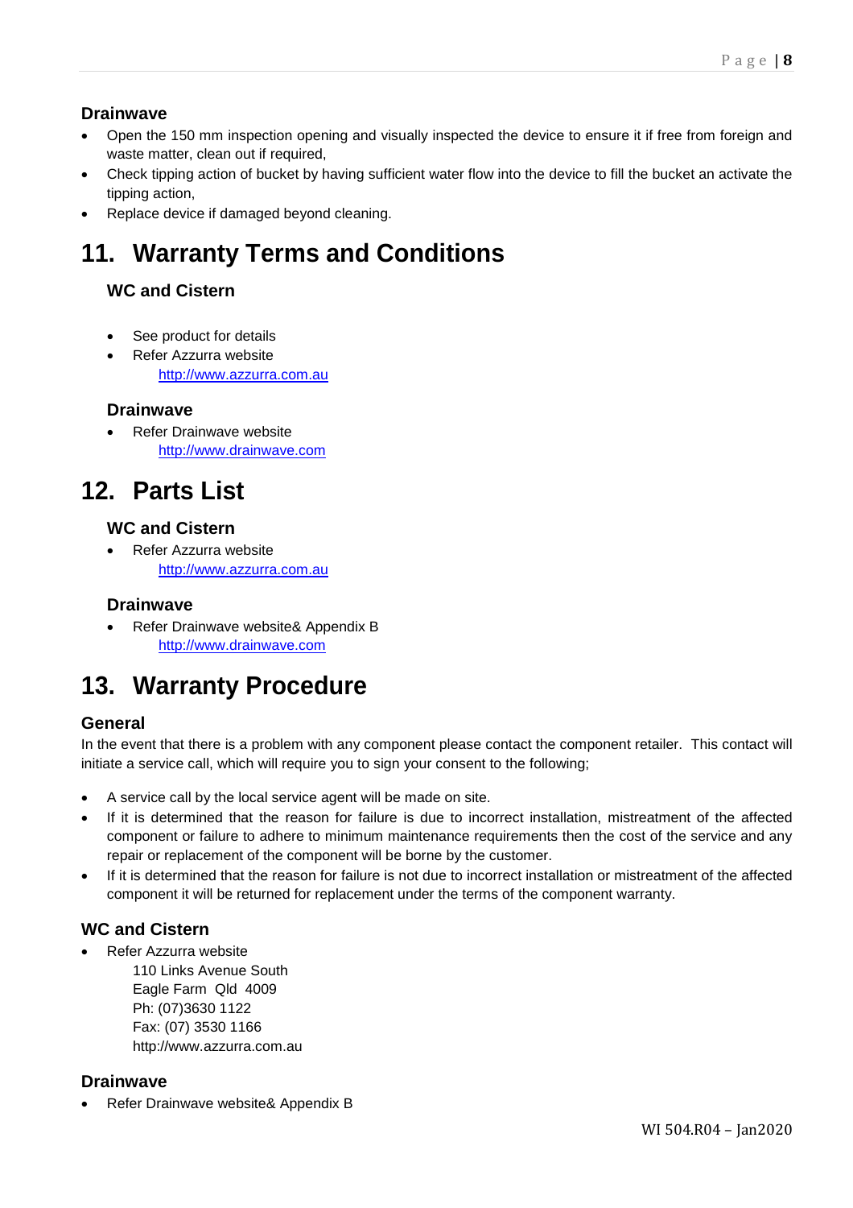### Drainwave

- Open the 150 mm inspection opening and visually inspected the device to ensure it if free from foreign and waste matter, clean out if required,
- Check tipping action of bucket by having sufficient water flow into the device to fill the bucket an activate the tipping action,
- Replace device if damaged beyond cleaning.

# 11. Warranty Terms and Conditions

### WC and Cistern

- See product for details
- Refer Azzurra website
  http://www.azzurra.com.au

### Drainwave

- Refer Drainwave website
  http://www.drainwave.com

# 12. Parts List

### WC and Cistern

- Refer Azzurra website
  http://www.azzurra.com.au

### Drainwave

- Refer Drainwave website& Appendix B
  http://www.drainwave.com

# 13. Warranty Procedure

### General

In the event that there is a problem with any component please contact the component retailer. This contact will initiate a service call, which will require you to sign your consent to the following;

- A service call by the local service agent will be made on site.
- If it is determined that the reason for failure is due to incorrect installation, mistreatment of the affected component or failure to adhere to minimum maintenance requirements then the cost of the service and any repair or replacement of the component will be borne by the customer.
- If it is determined that the reason for failure is not due to incorrect installation or mistreatment of the affected component it will be returned for replacement under the terms of the component warranty.

### WC and Cistern

- Refer Azzurra website
  110 Links Avenue South
  Eagle Farm Qld 4009
  Ph: (07)3630 1122
  Fax: (07) 3530 1166
  http://www.azzurra.com.au

### Drainwave

- Refer Drainwave website& Appendix B

WI 504.R04 – Jan2020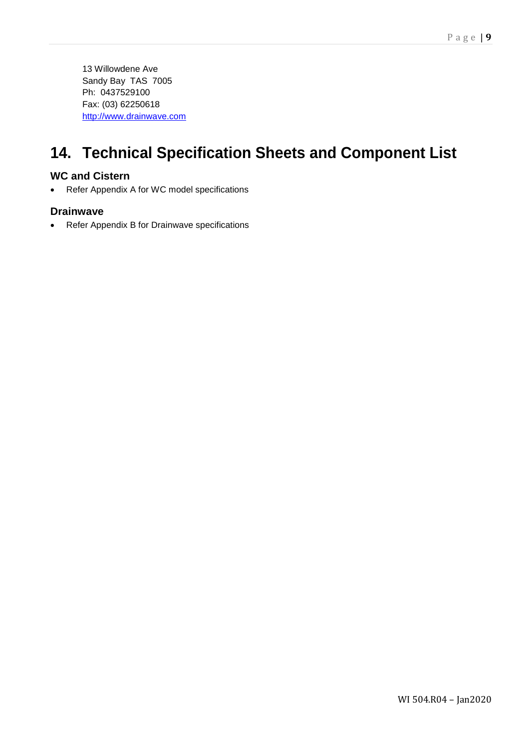13 Willowdene Ave
Sandy Bay  TAS  7005
Ph:  0437529100
Fax: (03) 62250618
[http://www.drainwave.com](http://www.drainwave.com)

# 14. Technical Specification Sheets and Component List

### WC and Cistern

- Refer Appendix A for WC model specifications

### Drainwave

- Refer Appendix B for Drainwave specifications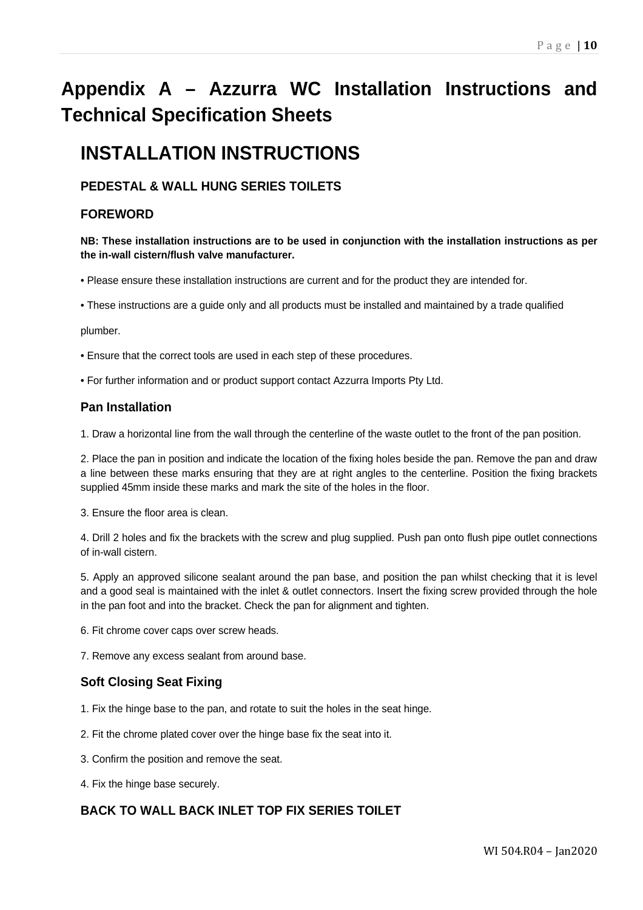# Appendix A – Azzurra WC Installation Instructions and Technical Specification Sheets

## INSTALLATION INSTRUCTIONS

### PEDESTAL & WALL HUNG SERIES TOILETS

### FOREWORD

**NB: These installation instructions are to be used in conjunction with the installation instructions as per the in-wall cistern/flush valve manufacturer.**

• Please ensure these installation instructions are current and for the product they are intended for.

• These instructions are a guide only and all products must be installed and maintained by a trade qualified

plumber.

• Ensure that the correct tools are used in each step of these procedures.

• For further information and or product support contact Azzurra Imports Pty Ltd.

### Pan Installation

1. Draw a horizontal line from the wall through the centerline of the waste outlet to the front of the pan position.

2. Place the pan in position and indicate the location of the fixing holes beside the pan. Remove the pan and draw a line between these marks ensuring that they are at right angles to the centerline. Position the fixing brackets supplied 45mm inside these marks and mark the site of the holes in the floor.

3. Ensure the floor area is clean.

4. Drill 2 holes and fix the brackets with the screw and plug supplied. Push pan onto flush pipe outlet connections of in-wall cistern.

5. Apply an approved silicone sealant around the pan base, and position the pan whilst checking that it is level and a good seal is maintained with the inlet & outlet connectors. Insert the fixing screw provided through the hole in the pan foot and into the bracket. Check the pan for alignment and tighten.

6. Fit chrome cover caps over screw heads.

7. Remove any excess sealant from around base.

### Soft Closing Seat Fixing

1. Fix the hinge base to the pan, and rotate to suit the holes in the seat hinge.

2. Fit the chrome plated cover over the hinge base fix the seat into it.

3. Confirm the position and remove the seat.

4. Fix the hinge base securely.

### BACK TO WALL BACK INLET TOP FIX SERIES TOILET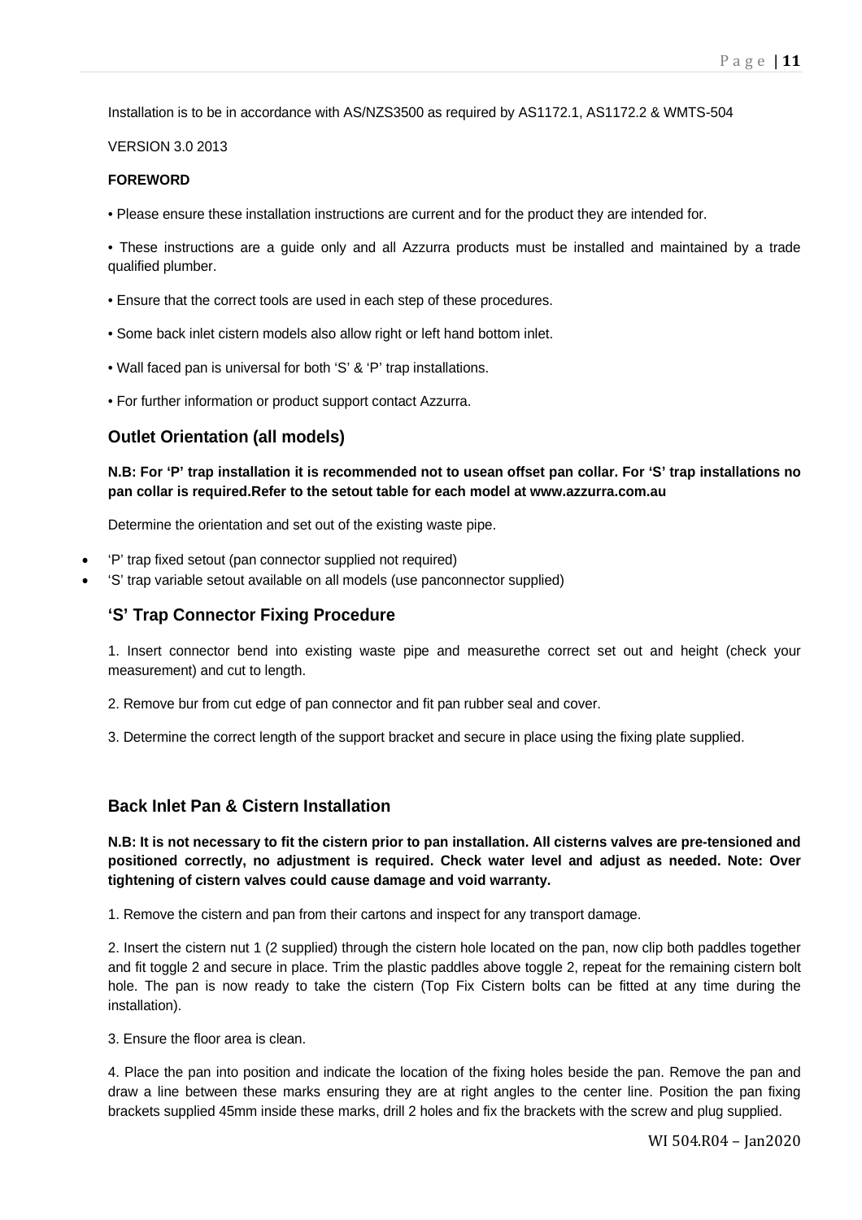Installation is to be in accordance with AS/NZS3500 as required by AS1172.1, AS1172.2 & WMTS-504

VERSION 3.0 2013

**FOREWORD**

• Please ensure these installation instructions are current and for the product they are intended for.

• These instructions are a guide only and all Azzurra products must be installed and maintained by a trade qualified plumber.

• Ensure that the correct tools are used in each step of these procedures.

• Some back inlet cistern models also allow right or left hand bottom inlet.

• Wall faced pan is universal for both 'S' & 'P' trap installations.

• For further information or product support contact Azzurra.

## Outlet Orientation (all models)

**N.B: For 'P' trap installation it is recommended not to usean offset pan collar. For 'S' trap installations no pan collar is required.Refer to the setout table for each model at www.azzurra.com.au**

Determine the orientation and set out of the existing waste pipe.

- 'P' trap fixed setout (pan connector supplied not required)
- 'S' trap variable setout available on all models (use panconnector supplied)

## 'S' Trap Connector Fixing Procedure

1. Insert connector bend into existing waste pipe and measurethe correct set out and height (check your measurement) and cut to length.

2. Remove bur from cut edge of pan connector and fit pan rubber seal and cover.

3. Determine the correct length of the support bracket and secure in place using the fixing plate supplied.

## Back Inlet Pan & Cistern Installation

**N.B: It is not necessary to fit the cistern prior to pan installation. All cisterns valves are pre-tensioned and positioned correctly, no adjustment is required. Check water level and adjust as needed. Note: Over tightening of cistern valves could cause damage and void warranty.**

1. Remove the cistern and pan from their cartons and inspect for any transport damage.

2. Insert the cistern nut 1 (2 supplied) through the cistern hole located on the pan, now clip both paddles together and fit toggle 2 and secure in place. Trim the plastic paddles above toggle 2, repeat for the remaining cistern bolt hole. The pan is now ready to take the cistern (Top Fix Cistern bolts can be fitted at any time during the installation).

3. Ensure the floor area is clean.

4. Place the pan into position and indicate the location of the fixing holes beside the pan. Remove the pan and draw a line between these marks ensuring they are at right angles to the center line. Position the pan fixing brackets supplied 45mm inside these marks, drill 2 holes and fix the brackets with the screw and plug supplied.

WI 504.R04 – Jan2020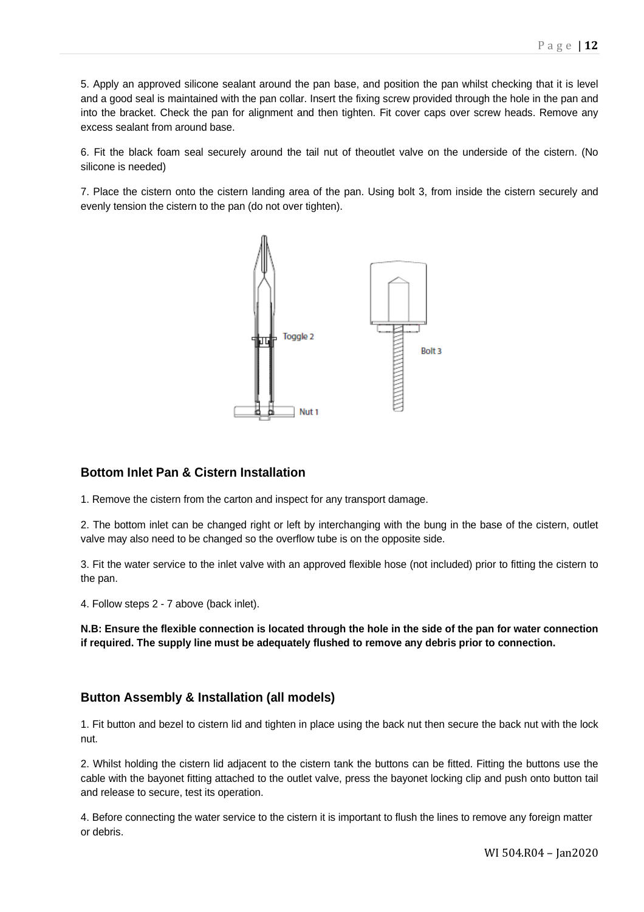5. Apply an approved silicone sealant around the pan base, and position the pan whilst checking that it is level and a good seal is maintained with the pan collar. Insert the fixing screw provided through the hole in the pan and into the bracket. Check the pan for alignment and then tighten. Fit cover caps over screw heads. Remove any excess sealant from around base.

6. Fit the black foam seal securely around the tail nut of theoutlet valve on the underside of the cistern. (No silicone is needed)

7. Place the cistern onto the cistern landing area of the pan. Using bolt 3, from inside the cistern securely and evenly tension the cistern to the pan (do not over tighten).

Toggle 2

Bolt 3

Nut 1

## Bottom Inlet Pan & Cistern Installation

1. Remove the cistern from the carton and inspect for any transport damage.

2. The bottom inlet can be changed right or left by interchanging with the bung in the base of the cistern, outlet valve may also need to be changed so the overflow tube is on the opposite side.

3. Fit the water service to the inlet valve with an approved flexible hose (not included) prior to fitting the cistern to the pan.

4. Follow steps 2 - 7 above (back inlet).

**N.B: Ensure the flexible connection is located through the hole in the side of the pan for water connection if required. The supply line must be adequately flushed to remove any debris prior to connection.**

## Button Assembly & Installation (all models)

1. Fit button and bezel to cistern lid and tighten in place using the back nut then secure the back nut with the lock nut.

2. Whilst holding the cistern lid adjacent to the cistern tank the buttons can be fitted. Fitting the buttons use the cable with the bayonet fitting attached to the outlet valve, press the bayonet locking clip and push onto button tail and release to secure, test its operation.

4. Before connecting the water service to the cistern it is important to flush the lines to remove any foreign matter or debris.

WI 504.R04 – Jan2020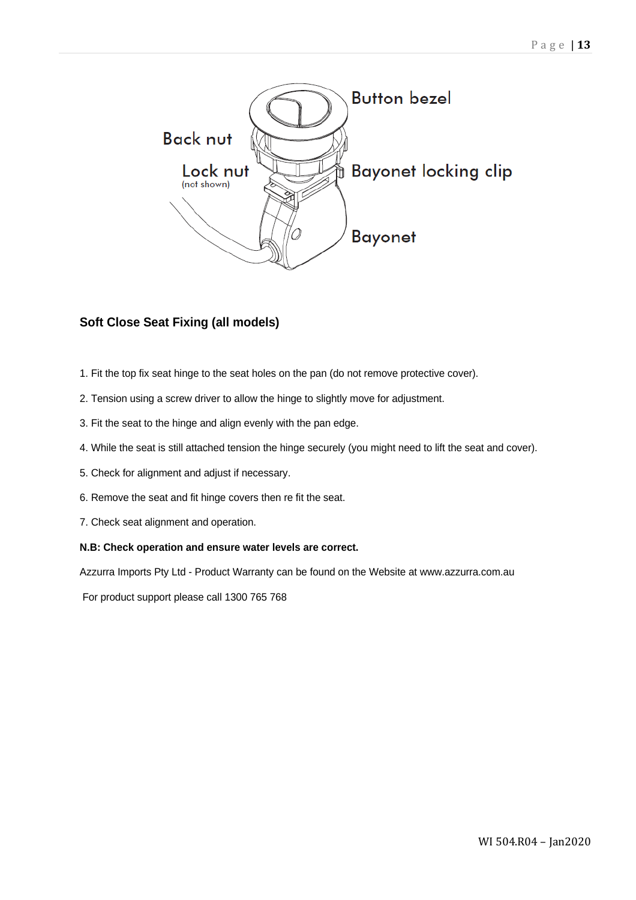Button bezel

Back nut

Lock nut
(not shown)

Bayonet locking clip

Bayonet

### Soft Close Seat Fixing (all models)

1. Fit the top fix seat hinge to the seat holes on the pan (do not remove protective cover).
2. Tension using a screw driver to allow the hinge to slightly move for adjustment.
3. Fit the seat to the hinge and align evenly with the pan edge.
4. While the seat is still attached tension the hinge securely (you might need to lift the seat and cover).
5. Check for alignment and adjust if necessary.
6. Remove the seat and fit hinge covers then re fit the seat.
7. Check seat alignment and operation.

**N.B: Check operation and ensure water levels are correct.**

Azzurra Imports Pty Ltd - Product Warranty can be found on the Website at www.azzurra.com.au

For product support please call 1300 765 768

WI 504.R04 – Jan2020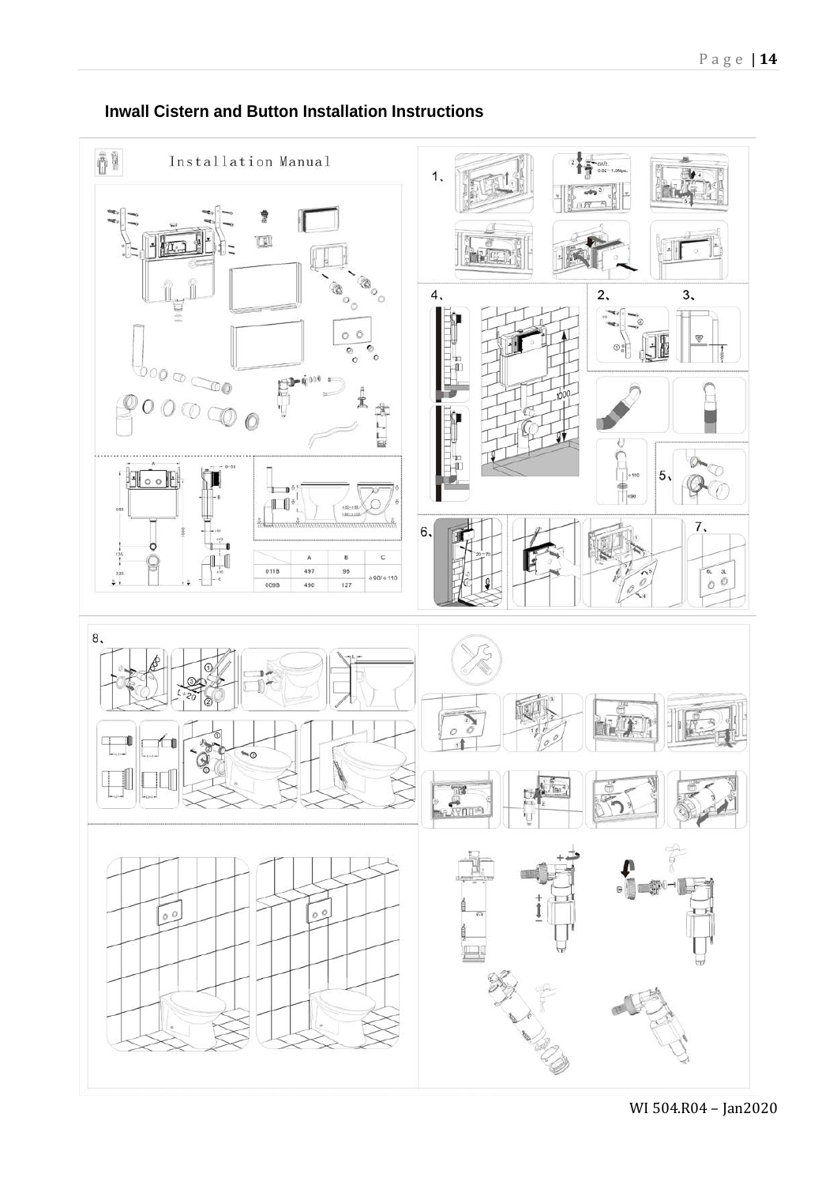## Inwall Cistern and Button Installation Instructions

Installation Manual

| | A | B | C |
|---|---|---|---|
| 011B | 497 | 96 | ⌀90/⌀110 |
| 009B | 490 | 127 | |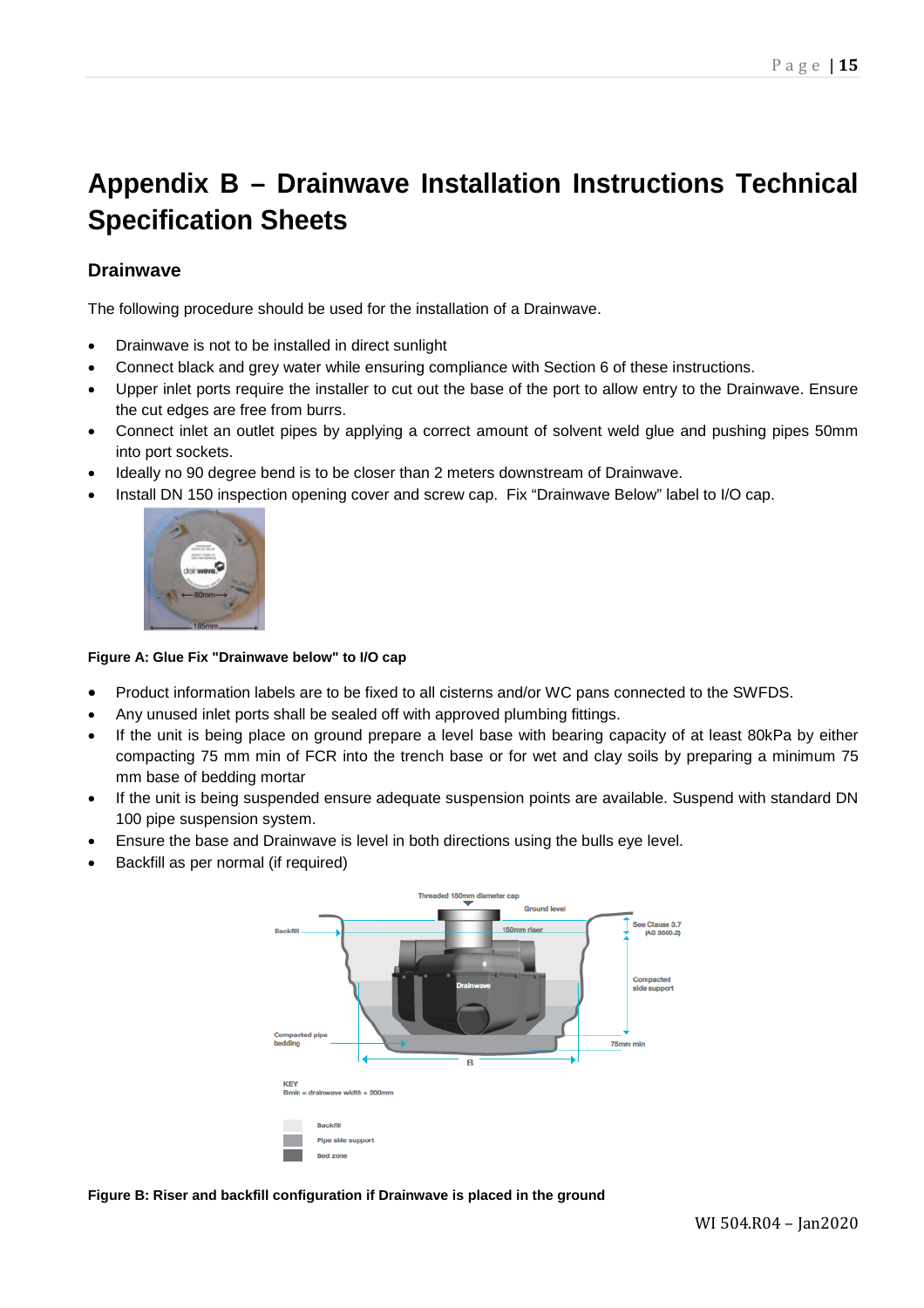# Appendix B – Drainwave Installation Instructions Technical Specification Sheets

## Drainwave

The following procedure should be used for the installation of a Drainwave.

- Drainwave is not to be installed in direct sunlight
- Connect black and grey water while ensuring compliance with Section 6 of these instructions.
- Upper inlet ports require the installer to cut out the base of the port to allow entry to the Drainwave. Ensure the cut edges are free from burrs.
- Connect inlet an outlet pipes by applying a correct amount of solvent weld glue and pushing pipes 50mm into port sockets.
- Ideally no 90 degree bend is to be closer than 2 meters downstream of Drainwave.
- Install DN 150 inspection opening cover and screw cap. Fix "Drainwave Below" label to I/O cap.

**Figure A: Glue Fix "Drainwave below" to I/O cap**

- Product information labels are to be fixed to all cisterns and/or WC pans connected to the SWFDS.
- Any unused inlet ports shall be sealed off with approved plumbing fittings.
- If the unit is being place on ground prepare a level base with bearing capacity of at least 80kPa by either compacting 75 mm min of FCR into the trench base or for wet and clay soils by preparing a minimum 75 mm base of bedding mortar
- If the unit is being suspended ensure adequate suspension points are available. Suspend with standard DN 100 pipe suspension system.
- Ensure the base and Drainwave is level in both directions using the bulls eye level.
- Backfill as per normal (if required)

**Figure B: Riser and backfill configuration if Drainwave is placed in the ground**